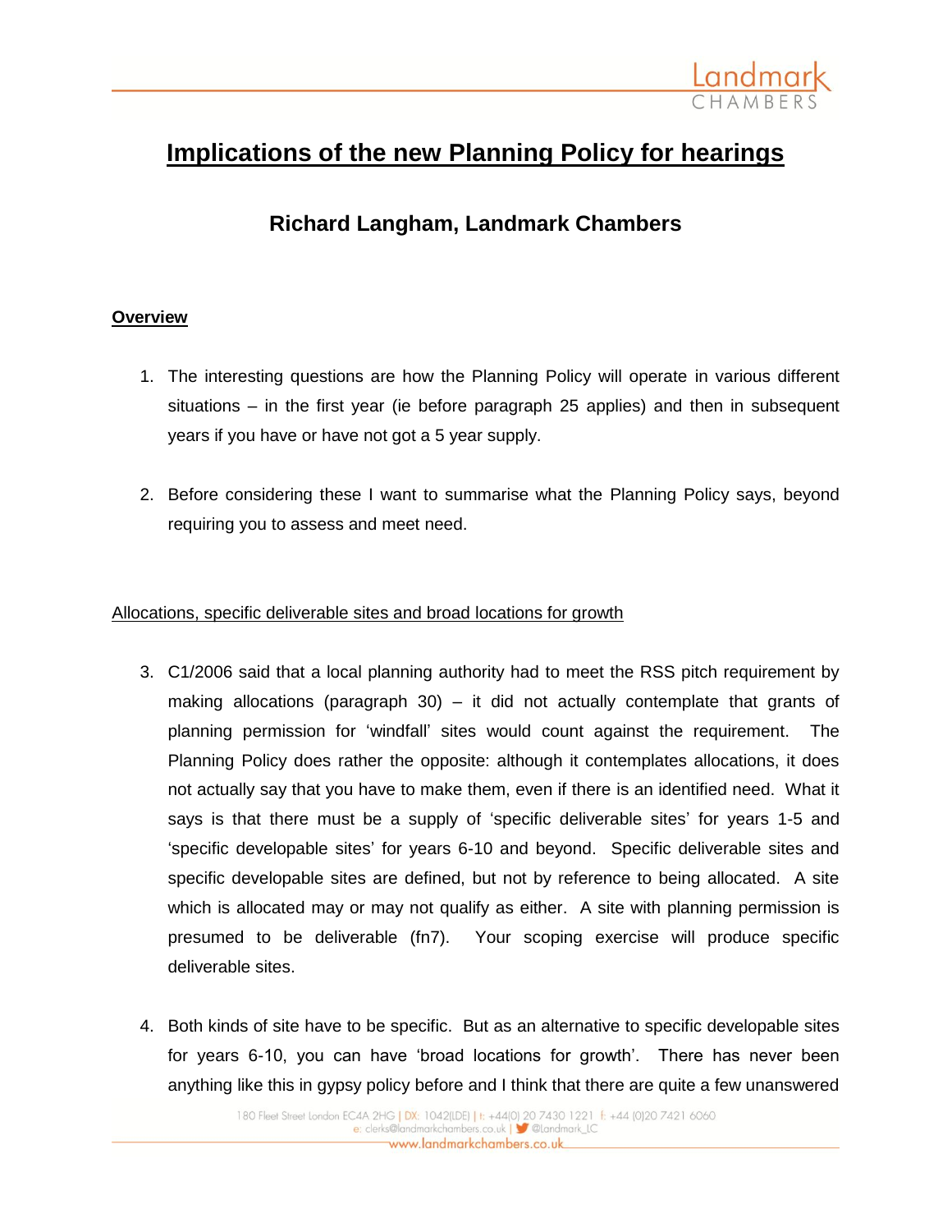# Implications of the new Planning Policy for hearings

## Richard Langham, Landmark Chambers

### Overview

1. The interesting questions are how the Planning Policy will operate in various different situations – in the first year (ie before paragraph 25 applies) and then in subsequent years if you have or have not got a 5 year supply.

2. Before considering these I want to summarise what the Planning Policy says, beyond requiring you to assess and meet need.

### Allocations, specific deliverable sites and broad locations for growth

3. C1/2006 said that a local planning authority had to meet the RSS pitch requirement by making allocations (paragraph 30) – it did not actually contemplate that grants of planning permission for 'windfall' sites would count against the requirement. The Planning Policy does rather the opposite: although it contemplates allocations, it does not actually say that you have to make them, even if there is an identified need. What it says is that there must be a supply of 'specific deliverable sites' for years 1-5 and 'specific developable sites' for years 6-10 and beyond. Specific deliverable sites and specific developable sites are defined, but not by reference to being allocated. A site which is allocated may or may not qualify as either. A site with planning permission is presumed to be deliverable (fn7). Your scoping exercise will produce specific deliverable sites.

4. Both kinds of site have to be specific. But as an alternative to specific developable sites for years 6-10, you can have 'broad locations for growth'. There has never been anything like this in gypsy policy before and I think that there are quite a few unanswered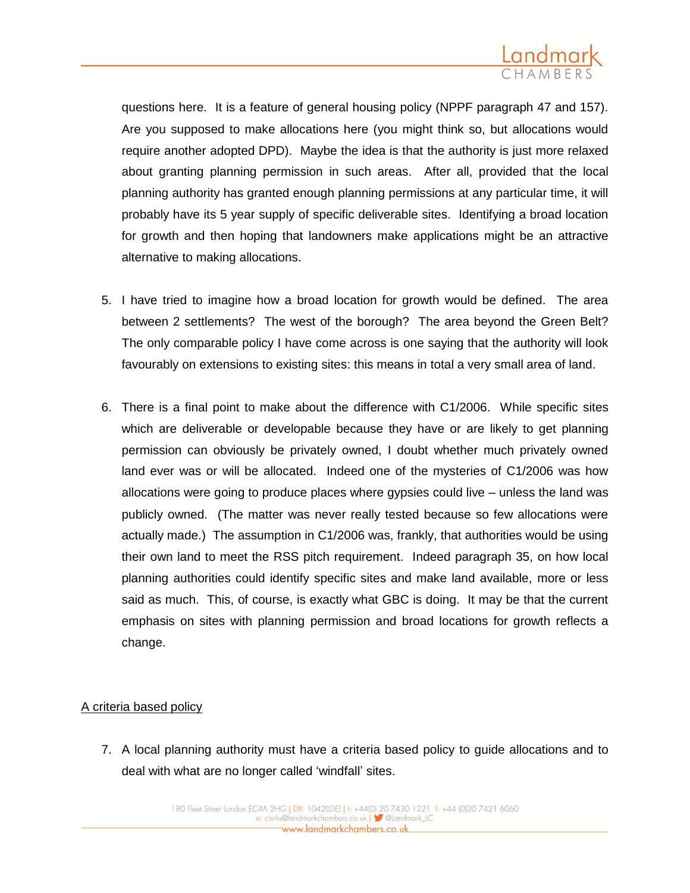questions here. It is a feature of general housing policy (NPPF paragraph 47 and 157). Are you supposed to make allocations here (you might think so, but allocations would require another adopted DPD). Maybe the idea is that the authority is just more relaxed about granting planning permission in such areas. After all, provided that the local planning authority has granted enough planning permissions at any particular time, it will probably have its 5 year supply of specific deliverable sites. Identifying a broad location for growth and then hoping that landowners make applications might be an attractive alternative to making allocations.

5. I have tried to imagine how a broad location for growth would be defined. The area between 2 settlements? The west of the borough? The area beyond the Green Belt? The only comparable policy I have come across is one saying that the authority will look favourably on extensions to existing sites: this means in total a very small area of land.

6. There is a final point to make about the difference with C1/2006. While specific sites which are deliverable or developable because they have or are likely to get planning permission can obviously be privately owned, I doubt whether much privately owned land ever was or will be allocated. Indeed one of the mysteries of C1/2006 was how allocations were going to produce places where gypsies could live – unless the land was publicly owned. (The matter was never really tested because so few allocations were actually made.) The assumption in C1/2006 was, frankly, that authorities would be using their own land to meet the RSS pitch requirement. Indeed paragraph 35, on how local planning authorities could identify specific sites and make land available, more or less said as much. This, of course, is exactly what GBC is doing. It may be that the current emphasis on sites with planning permission and broad locations for growth reflects a change.

<u>A criteria based policy</u>

7. A local planning authority must have a criteria based policy to guide allocations and to deal with what are no longer called 'windfall' sites.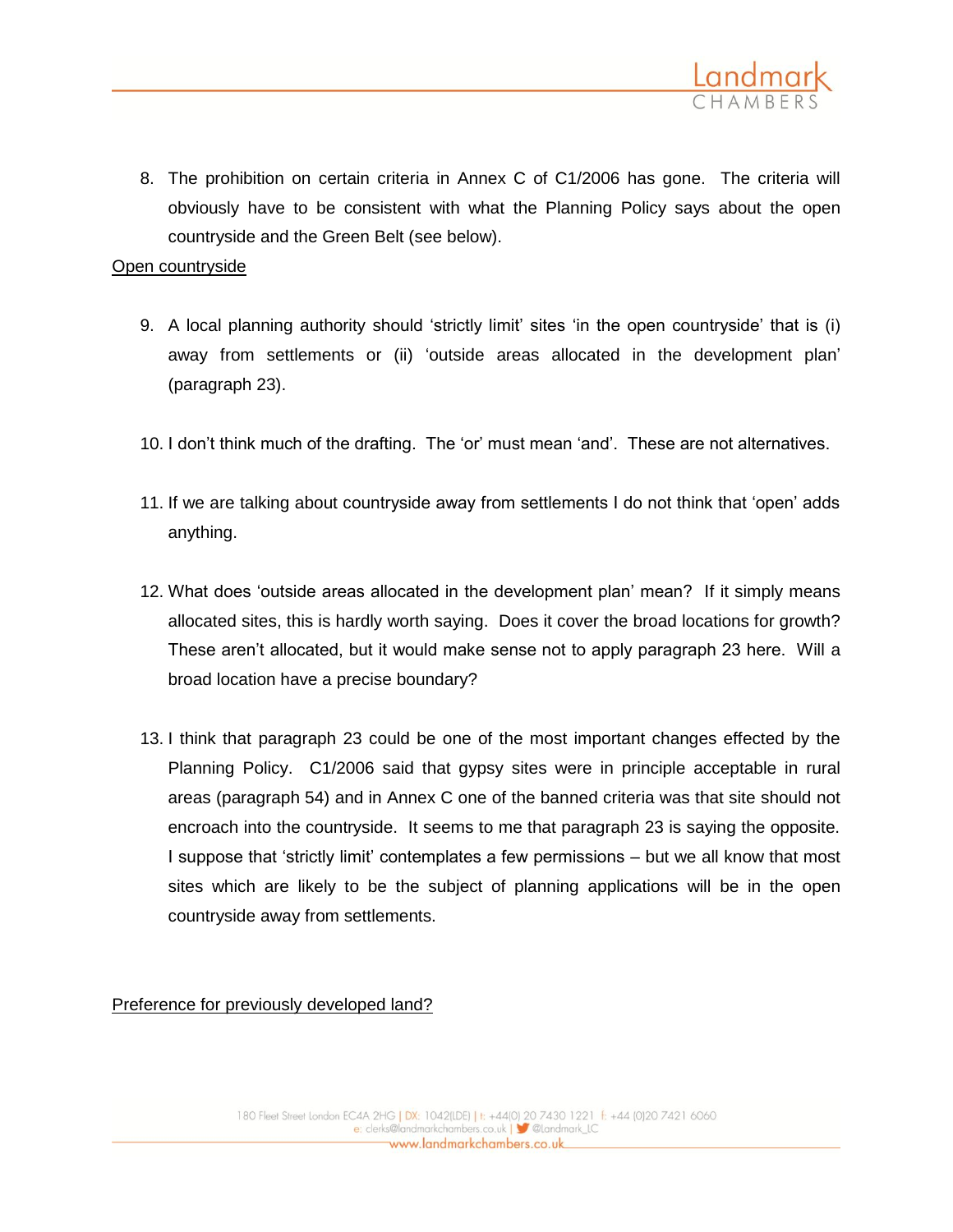8. The prohibition on certain criteria in Annex C of C1/2006 has gone. The criteria will obviously have to be consistent with what the Planning Policy says about the open countryside and the Green Belt (see below).

<u>Open countryside</u>

9. A local planning authority should 'strictly limit' sites 'in the open countryside' that is (i) away from settlements or (ii) 'outside areas allocated in the development plan' (paragraph 23).

10. I don't think much of the drafting. The 'or' must mean 'and'. These are not alternatives.

11. If we are talking about countryside away from settlements I do not think that 'open' adds anything.

12. What does 'outside areas allocated in the development plan' mean? If it simply means allocated sites, this is hardly worth saying. Does it cover the broad locations for growth? These aren't allocated, but it would make sense not to apply paragraph 23 here. Will a broad location have a precise boundary?

13. I think that paragraph 23 could be one of the most important changes effected by the Planning Policy. C1/2006 said that gypsy sites were in principle acceptable in rural areas (paragraph 54) and in Annex C one of the banned criteria was that site should not encroach into the countryside. It seems to me that paragraph 23 is saying the opposite. I suppose that 'strictly limit' contemplates a few permissions – but we all know that most sites which are likely to be the subject of planning applications will be in the open countryside away from settlements.

<u>Preference for previously developed land?</u>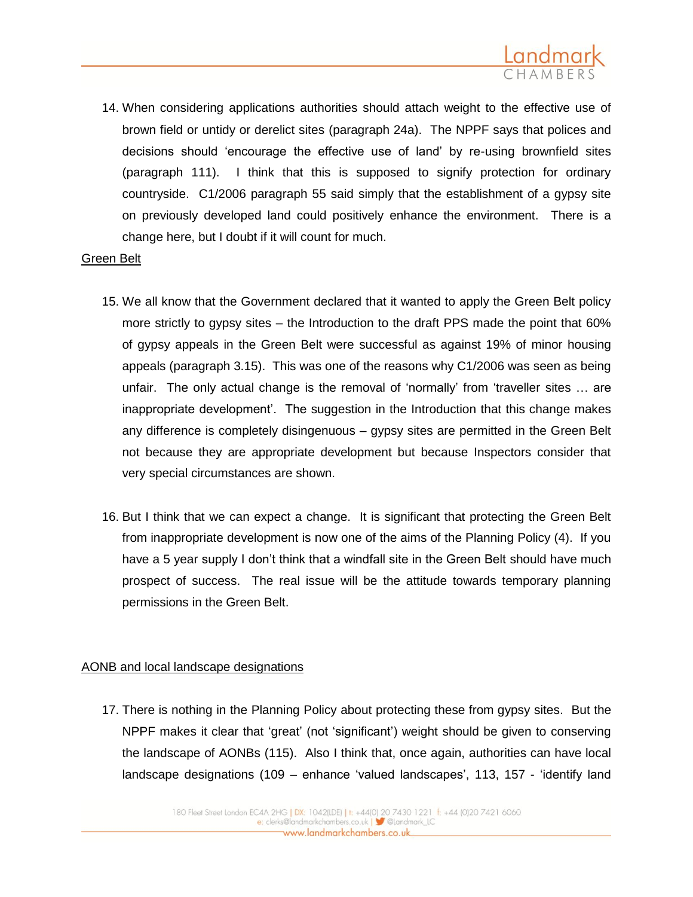14. When considering applications authorities should attach weight to the effective use of brown field or untidy or derelict sites (paragraph 24a). The NPPF says that polices and decisions should 'encourage the effective use of land' by re-using brownfield sites (paragraph 111). I think that this is supposed to signify protection for ordinary countryside. C1/2006 paragraph 55 said simply that the establishment of a gypsy site on previously developed land could positively enhance the environment. There is a change here, but I doubt if it will count for much.

Green Belt

15. We all know that the Government declared that it wanted to apply the Green Belt policy more strictly to gypsy sites – the Introduction to the draft PPS made the point that 60% of gypsy appeals in the Green Belt were successful as against 19% of minor housing appeals (paragraph 3.15). This was one of the reasons why C1/2006 was seen as being unfair. The only actual change is the removal of 'normally' from 'traveller sites … are inappropriate development'. The suggestion in the Introduction that this change makes any difference is completely disingenuous – gypsy sites are permitted in the Green Belt not because they are appropriate development but because Inspectors consider that very special circumstances are shown.

16. But I think that we can expect a change. It is significant that protecting the Green Belt from inappropriate development is now one of the aims of the Planning Policy (4). If you have a 5 year supply I don't think that a windfall site in the Green Belt should have much prospect of success. The real issue will be the attitude towards temporary planning permissions in the Green Belt.

AONB and local landscape designations

17. There is nothing in the Planning Policy about protecting these from gypsy sites. But the NPPF makes it clear that 'great' (not 'significant') weight should be given to conserving the landscape of AONBs (115). Also I think that, once again, authorities can have local landscape designations (109 – enhance 'valued landscapes', 113, 157 - 'identify land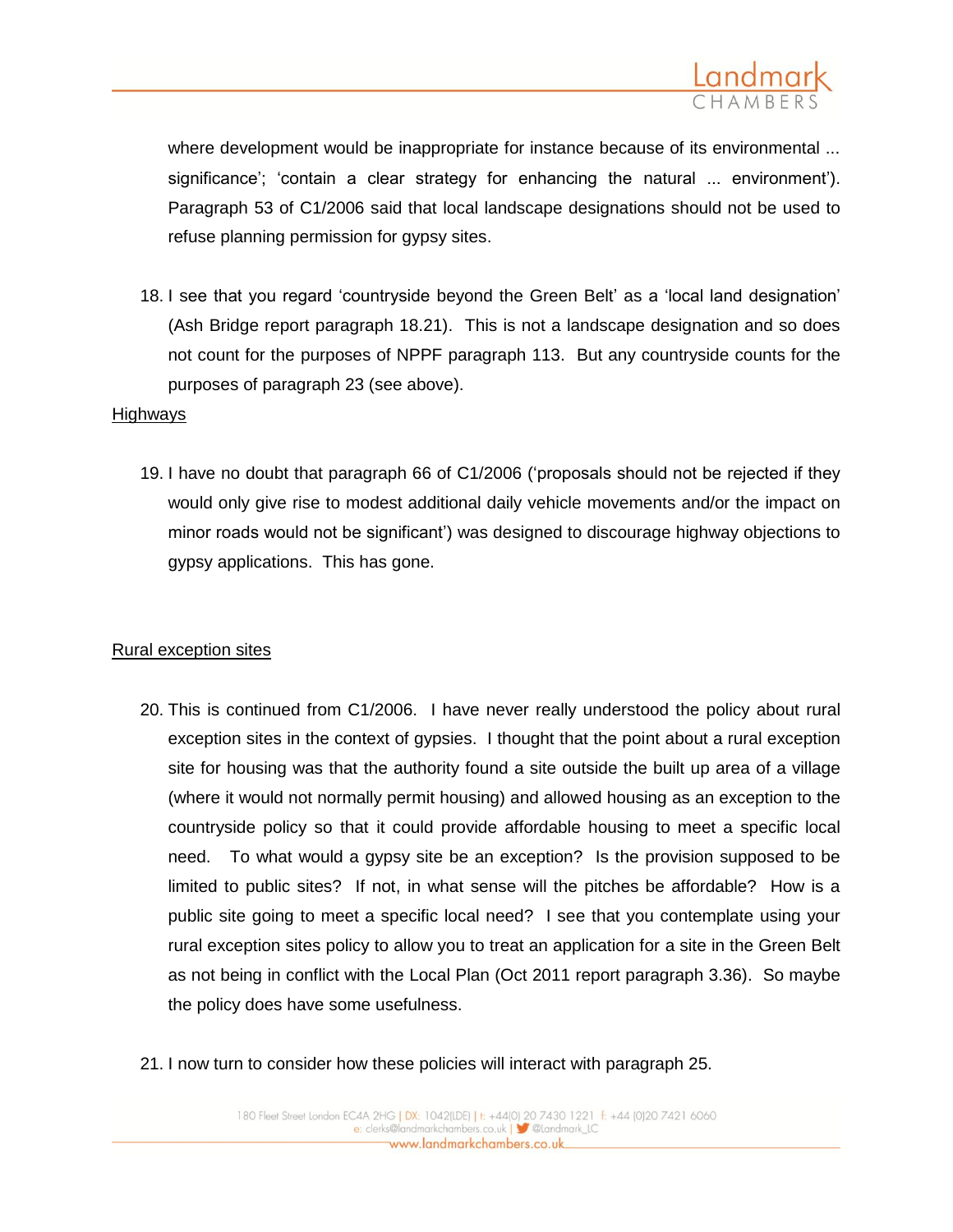where development would be inappropriate for instance because of its environmental ... significance'; 'contain a clear strategy for enhancing the natural ... environment'). Paragraph 53 of C1/2006 said that local landscape designations should not be used to refuse planning permission for gypsy sites.

18. I see that you regard 'countryside beyond the Green Belt' as a 'local land designation' (Ash Bridge report paragraph 18.21). This is not a landscape designation and so does not count for the purposes of NPPF paragraph 113. But any countryside counts for the purposes of paragraph 23 (see above).

Highways

19. I have no doubt that paragraph 66 of C1/2006 ('proposals should not be rejected if they would only give rise to modest additional daily vehicle movements and/or the impact on minor roads would not be significant') was designed to discourage highway objections to gypsy applications. This has gone.

Rural exception sites

20. This is continued from C1/2006. I have never really understood the policy about rural exception sites in the context of gypsies. I thought that the point about a rural exception site for housing was that the authority found a site outside the built up area of a village (where it would not normally permit housing) and allowed housing as an exception to the countryside policy so that it could provide affordable housing to meet a specific local need. To what would a gypsy site be an exception? Is the provision supposed to be limited to public sites? If not, in what sense will the pitches be affordable? How is a public site going to meet a specific local need? I see that you contemplate using your rural exception sites policy to allow you to treat an application for a site in the Green Belt as not being in conflict with the Local Plan (Oct 2011 report paragraph 3.36). So maybe the policy does have some usefulness.

21. I now turn to consider how these policies will interact with paragraph 25.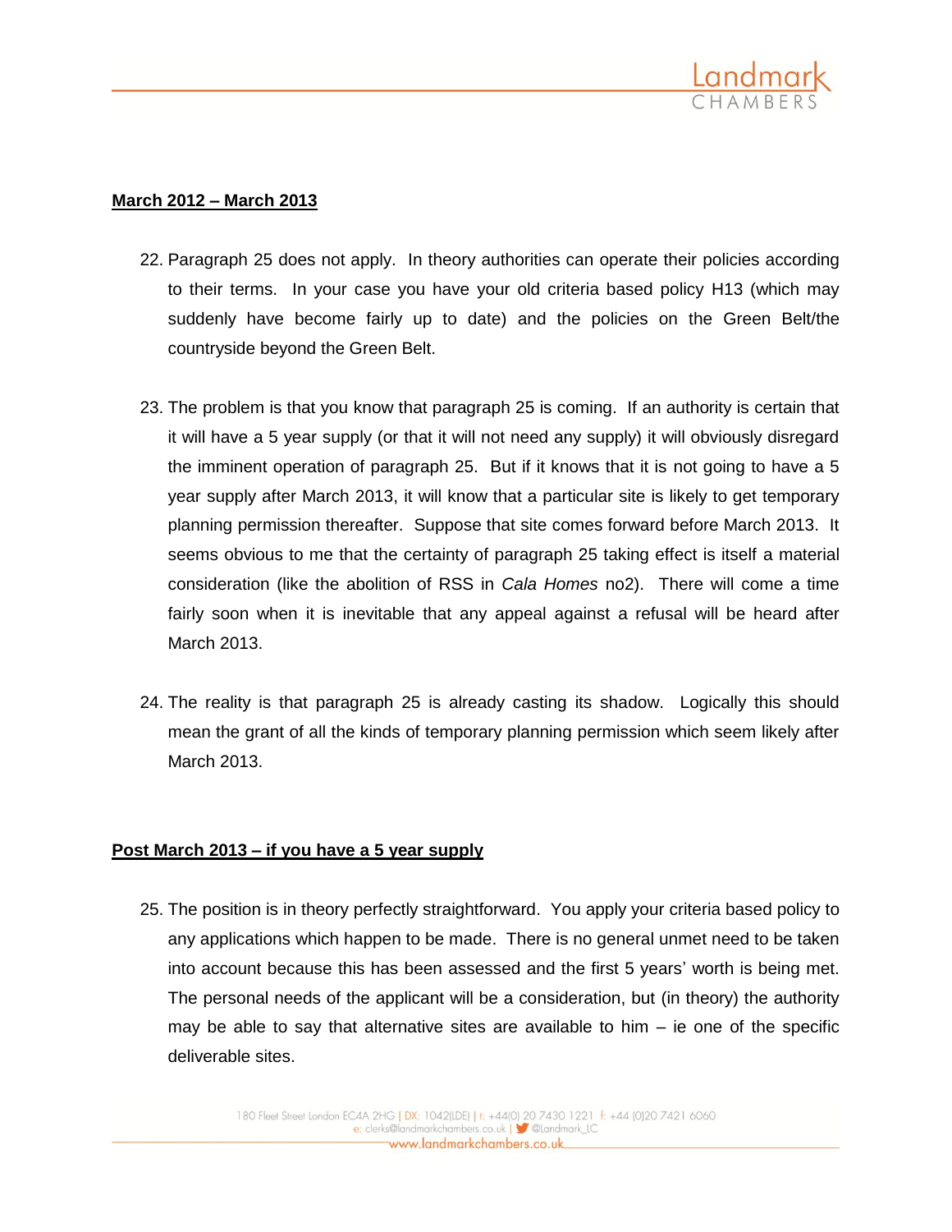**March 2012 – March 2013**

22. Paragraph 25 does not apply. In theory authorities can operate their policies according to their terms. In your case you have your old criteria based policy H13 (which may suddenly have become fairly up to date) and the policies on the Green Belt/the countryside beyond the Green Belt.

23. The problem is that you know that paragraph 25 is coming. If an authority is certain that it will have a 5 year supply (or that it will not need any supply) it will obviously disregard the imminent operation of paragraph 25. But if it knows that it is not going to have a 5 year supply after March 2013, it will know that a particular site is likely to get temporary planning permission thereafter. Suppose that site comes forward before March 2013. It seems obvious to me that the certainty of paragraph 25 taking effect is itself a material consideration (like the abolition of RSS in *Cala Homes* no2). There will come a time fairly soon when it is inevitable that any appeal against a refusal will be heard after March 2013.

24. The reality is that paragraph 25 is already casting its shadow. Logically this should mean the grant of all the kinds of temporary planning permission which seem likely after March 2013.

**Post March 2013 – if you have a 5 year supply**

25. The position is in theory perfectly straightforward. You apply your criteria based policy to any applications which happen to be made. There is no general unmet need to be taken into account because this has been assessed and the first 5 years' worth is being met. The personal needs of the applicant will be a consideration, but (in theory) the authority may be able to say that alternative sites are available to him – ie one of the specific deliverable sites.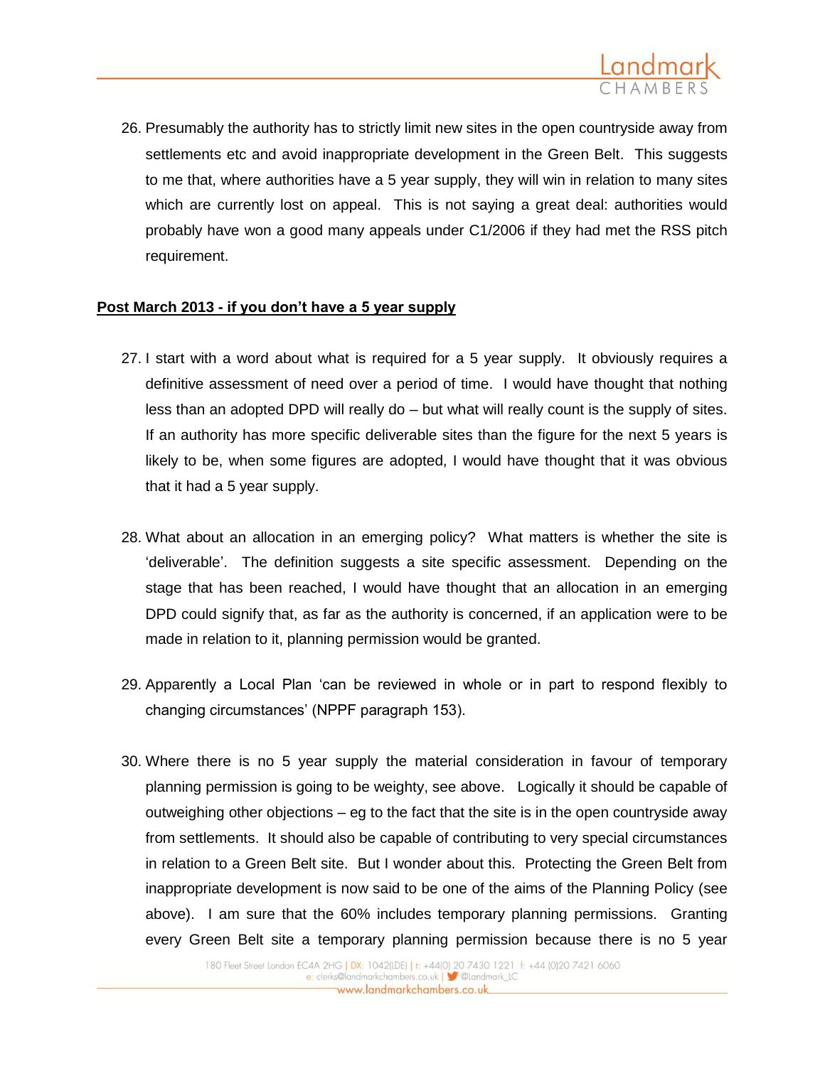26. Presumably the authority has to strictly limit new sites in the open countryside away from settlements etc and avoid inappropriate development in the Green Belt. This suggests to me that, where authorities have a 5 year supply, they will win in relation to many sites which are currently lost on appeal. This is not saying a great deal: authorities would probably have won a good many appeals under C1/2006 if they had met the RSS pitch requirement.

**<u>Post March 2013 - if you don't have a 5 year supply</u>**

27. I start with a word about what is required for a 5 year supply. It obviously requires a definitive assessment of need over a period of time. I would have thought that nothing less than an adopted DPD will really do – but what will really count is the supply of sites. If an authority has more specific deliverable sites than the figure for the next 5 years is likely to be, when some figures are adopted, I would have thought that it was obvious that it had a 5 year supply.

28. What about an allocation in an emerging policy? What matters is whether the site is 'deliverable'. The definition suggests a site specific assessment. Depending on the stage that has been reached, I would have thought that an allocation in an emerging DPD could signify that, as far as the authority is concerned, if an application were to be made in relation to it, planning permission would be granted.

29. Apparently a Local Plan 'can be reviewed in whole or in part to respond flexibly to changing circumstances' (NPPF paragraph 153).

30. Where there is no 5 year supply the material consideration in favour of temporary planning permission is going to be weighty, see above. Logically it should be capable of outweighing other objections – eg to the fact that the site is in the open countryside away from settlements. It should also be capable of contributing to very special circumstances in relation to a Green Belt site. But I wonder about this. Protecting the Green Belt from inappropriate development is now said to be one of the aims of the Planning Policy (see above). I am sure that the 60% includes temporary planning permissions. Granting every Green Belt site a temporary planning permission because there is no 5 year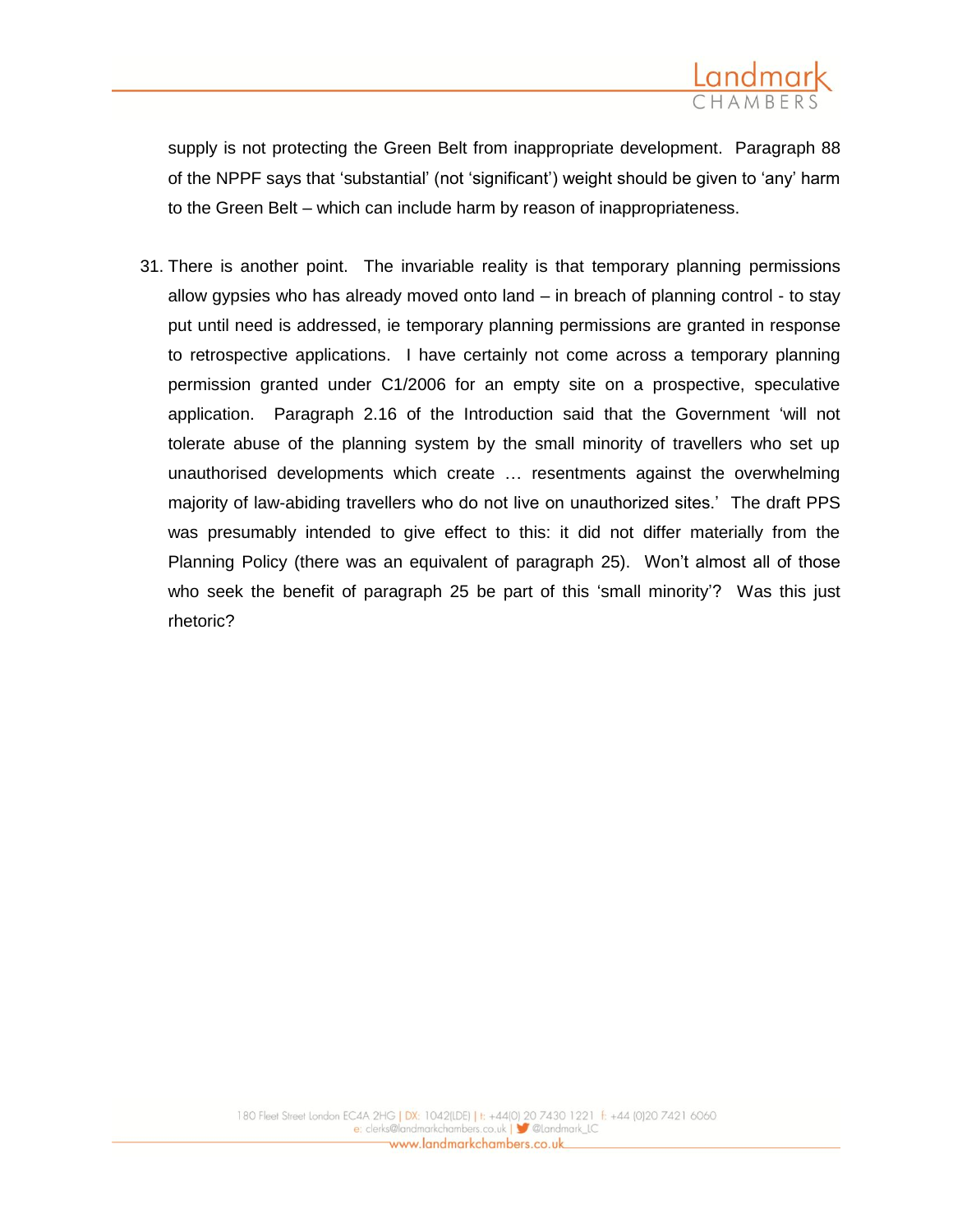supply is not protecting the Green Belt from inappropriate development. Paragraph 88 of the NPPF says that 'substantial' (not 'significant') weight should be given to 'any' harm to the Green Belt – which can include harm by reason of inappropriateness.

31. There is another point. The invariable reality is that temporary planning permissions allow gypsies who has already moved onto land – in breach of planning control - to stay put until need is addressed, ie temporary planning permissions are granted in response to retrospective applications. I have certainly not come across a temporary planning permission granted under C1/2006 for an empty site on a prospective, speculative application. Paragraph 2.16 of the Introduction said that the Government 'will not tolerate abuse of the planning system by the small minority of travellers who set up unauthorised developments which create … resentments against the overwhelming majority of law-abiding travellers who do not live on unauthorized sites.' The draft PPS was presumably intended to give effect to this: it did not differ materially from the Planning Policy (there was an equivalent of paragraph 25). Won't almost all of those who seek the benefit of paragraph 25 be part of this 'small minority'? Was this just rhetoric?